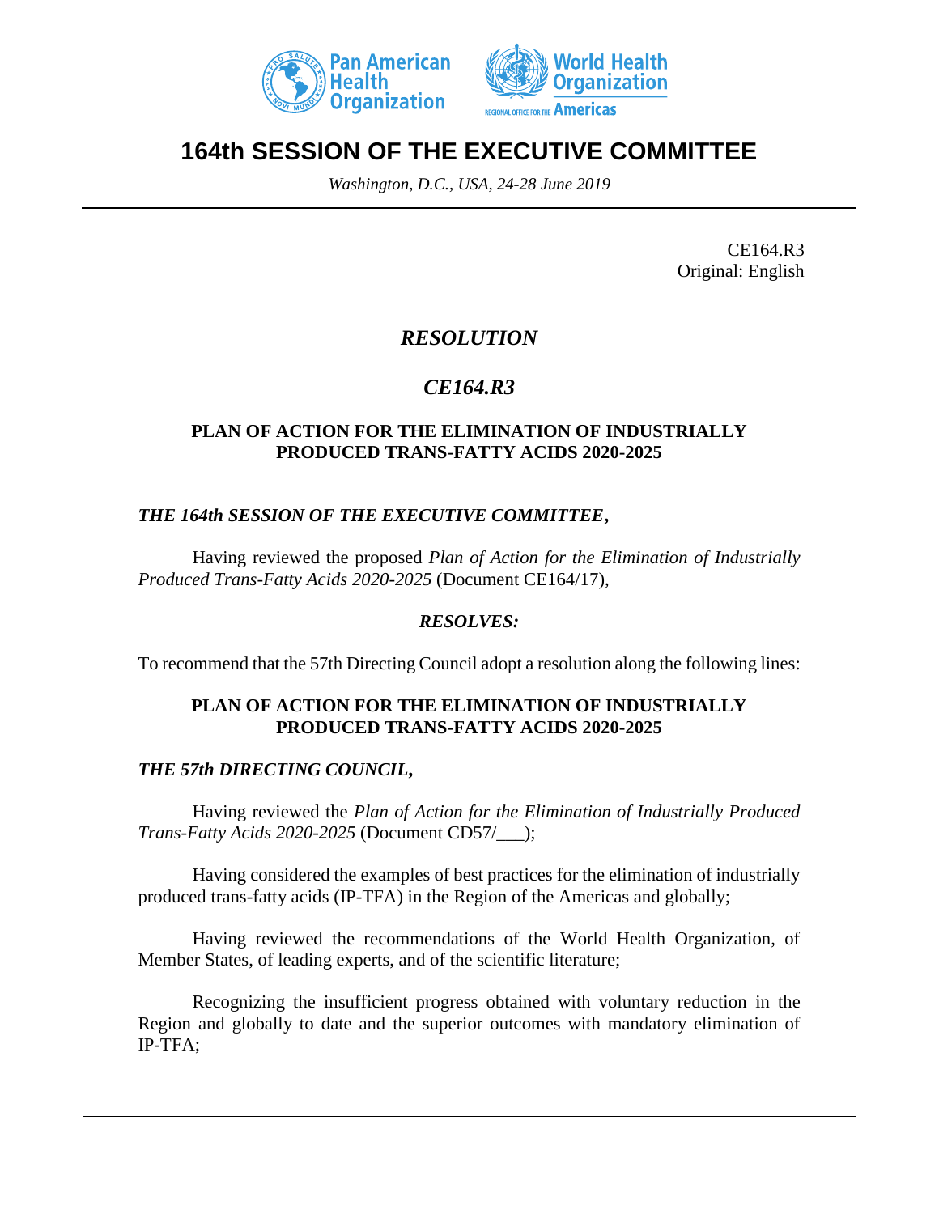# 164th SESSION OF THE EXECUTIVE COMMITTEE

*Washington, D.C., USA, 24-28 June 2019*

CE164.R3
Original: English

## *RESOLUTION*

## *CE164.R3*

### PLAN OF ACTION FOR THE ELIMINATION OF INDUSTRIALLY PRODUCED TRANS-FATTY ACIDS 2020-2025

***THE 164th SESSION OF THE EXECUTIVE COMMITTEE,***

Having reviewed the proposed *Plan of Action for the Elimination of Industrially Produced Trans-Fatty Acids 2020-2025* (Document CE164/17),

***RESOLVES:***

To recommend that the 57th Directing Council adopt a resolution along the following lines:

### PLAN OF ACTION FOR THE ELIMINATION OF INDUSTRIALLY PRODUCED TRANS-FATTY ACIDS 2020-2025

***THE 57th DIRECTING COUNCIL,***

Having reviewed the *Plan of Action for the Elimination of Industrially Produced Trans-Fatty Acids 2020-2025* (Document CD57/___);

Having considered the examples of best practices for the elimination of industrially produced trans-fatty acids (IP-TFA) in the Region of the Americas and globally;

Having reviewed the recommendations of the World Health Organization, of Member States, of leading experts, and of the scientific literature;

Recognizing the insufficient progress obtained with voluntary reduction in the Region and globally to date and the superior outcomes with mandatory elimination of IP-TFA;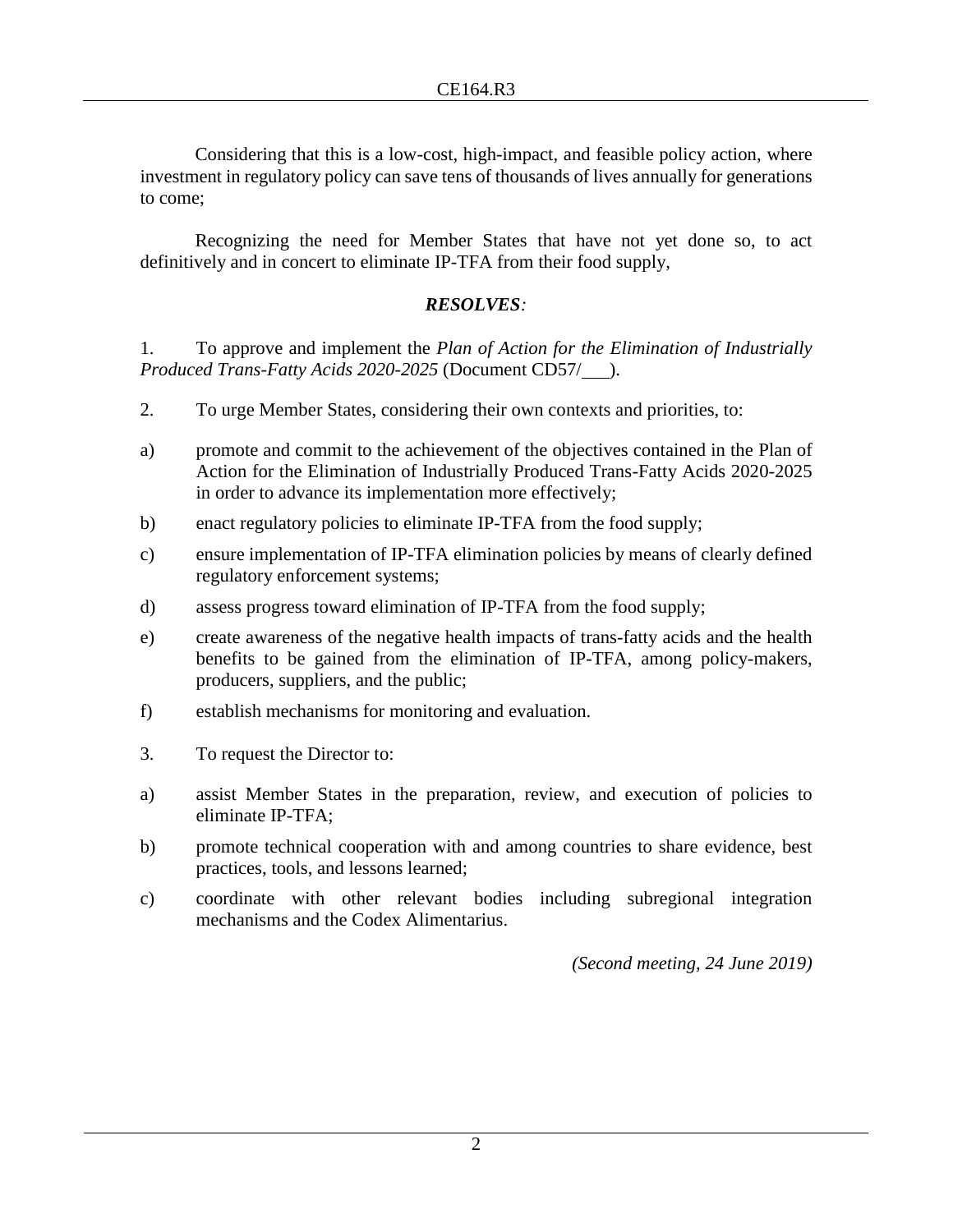Considering that this is a low-cost, high-impact, and feasible policy action, where investment in regulatory policy can save tens of thousands of lives annually for generations to come;

Recognizing the need for Member States that have not yet done so, to act definitively and in concert to eliminate IP-TFA from their food supply,

***RESOLVES:***

1. To approve and implement the *Plan of Action for the Elimination of Industrially Produced Trans-Fatty Acids 2020-2025* (Document CD57/___).

2. To urge Member States, considering their own contexts and priorities, to:

a) promote and commit to the achievement of the objectives contained in the Plan of Action for the Elimination of Industrially Produced Trans-Fatty Acids 2020-2025 in order to advance its implementation more effectively;

b) enact regulatory policies to eliminate IP-TFA from the food supply;

c) ensure implementation of IP-TFA elimination policies by means of clearly defined regulatory enforcement systems;

d) assess progress toward elimination of IP-TFA from the food supply;

e) create awareness of the negative health impacts of trans-fatty acids and the health benefits to be gained from the elimination of IP-TFA, among policy-makers, producers, suppliers, and the public;

f) establish mechanisms for monitoring and evaluation.

3. To request the Director to:

a) assist Member States in the preparation, review, and execution of policies to eliminate IP-TFA;

b) promote technical cooperation with and among countries to share evidence, best practices, tools, and lessons learned;

c) coordinate with other relevant bodies including subregional integration mechanisms and the Codex Alimentarius.

*(Second meeting, 24 June 2019)*